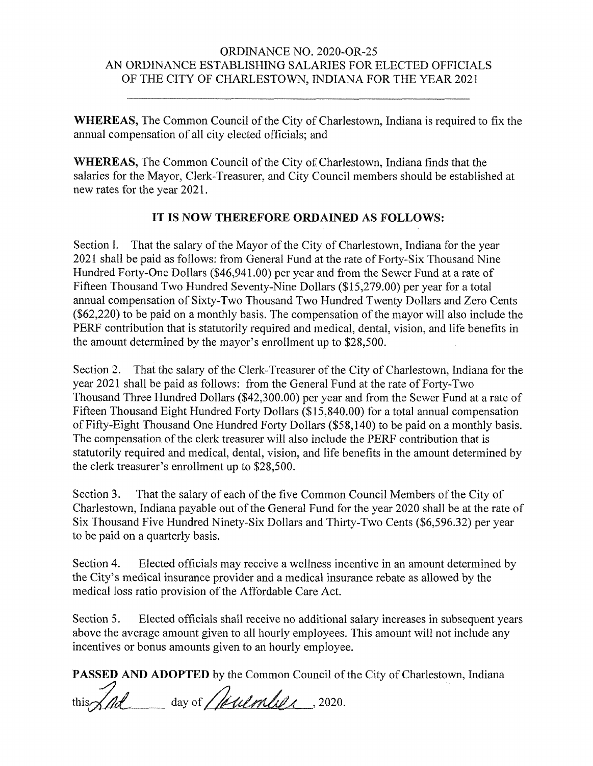# ORDINANCE NO. 2020-OR-25
## AN ORDINANCE ESTABLISHING SALARIES FOR ELECTED OFFICIALS OF THE CITY OF CHARLESTOWN, INDIANA FOR THE YEAR 2021

---

**WHEREAS,** The Common Council of the City of Charlestown, Indiana is required to fix the annual compensation of all city elected officials; and

**WHEREAS,** The Common Council of the City of Charlestown, Indiana finds that the salaries for the Mayor, Clerk-Treasurer, and City Council members should be established at new rates for the year 2021.

**IT IS NOW THEREFORE ORDAINED AS FOLLOWS:**

Section 1. That the salary of the Mayor of the City of Charlestown, Indiana for the year 2021 shall be paid as follows: from General Fund at the rate of Forty-Six Thousand Nine Hundred Forty-One Dollars ($46,941.00) per year and from the Sewer Fund at a rate of Fifteen Thousand Two Hundred Seventy-Nine Dollars ($15,279.00) per year for a total annual compensation of Sixty-Two Thousand Two Hundred Twenty Dollars and Zero Cents ($62,220) to be paid on a monthly basis. The compensation of the mayor will also include the PERF contribution that is statutorily required and medical, dental, vision, and life benefits in the amount determined by the mayor's enrollment up to $28,500.

Section 2. That the salary of the Clerk-Treasurer of the City of Charlestown, Indiana for the year 2021 shall be paid as follows: from the General Fund at the rate of Forty-Two Thousand Three Hundred Dollars ($42,300.00) per year and from the Sewer Fund at a rate of Fifteen Thousand Eight Hundred Forty Dollars ($15,840.00) for a total annual compensation of Fifty-Eight Thousand One Hundred Forty Dollars ($58,140) to be paid on a monthly basis. The compensation of the clerk treasurer will also include the PERF contribution that is statutorily required and medical, dental, vision, and life benefits in the amount determined by the clerk treasurer's enrollment up to $28,500.

Section 3. That the salary of each of the five Common Council Members of the City of Charlestown, Indiana payable out of the General Fund for the year 2020 shall be at the rate of Six Thousand Five Hundred Ninety-Six Dollars and Thirty-Two Cents ($6,596.32) per year to be paid on a quarterly basis.

Section 4. Elected officials may receive a wellness incentive in an amount determined by the City's medical insurance provider and a medical insurance rebate as allowed by the medical loss ratio provision of the Affordable Care Act.

Section 5. Elected officials shall receive no additional salary increases in subsequent years above the average amount given to all hourly employees. This amount will not include any incentives or bonus amounts given to an hourly employee.

**PASSED AND ADOPTED** by the Common Council of the City of Charlestown, Indiana

this 2nd day of November, 2020.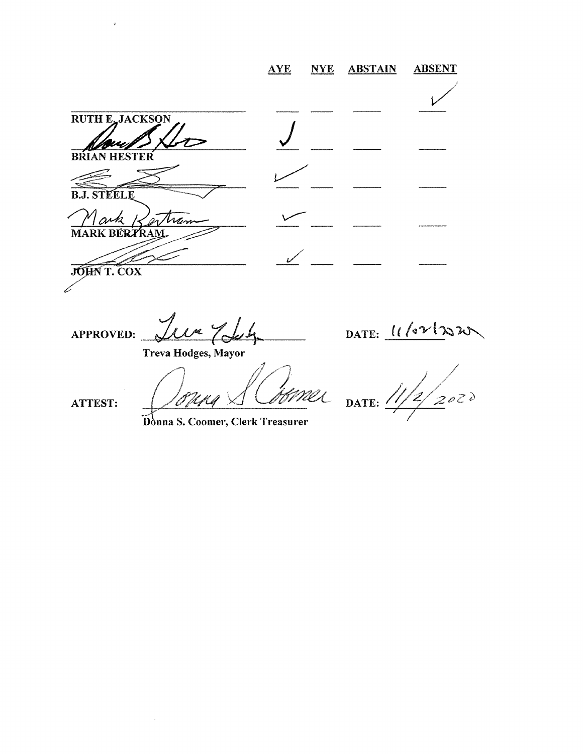| | AYE | NYE | ABSTAIN | ABSENT |
|---|---|---|---|---|
| RUTH E. JACKSON | | | | ✓ |
| BRIAN HESTER | ✓ | | | |
| B.J. STEELE | ✓ | | | |
| MARK BERTRAM | ✓ | | | |
| JOHN T. COX | ✓ | | | |

APPROVED: ______________________ DATE: 11/02/2020

Treva Hodges, Mayor

ATTEST: ______________________ DATE: 11/2/2020

Donna S. Coomer, Clerk Treasurer